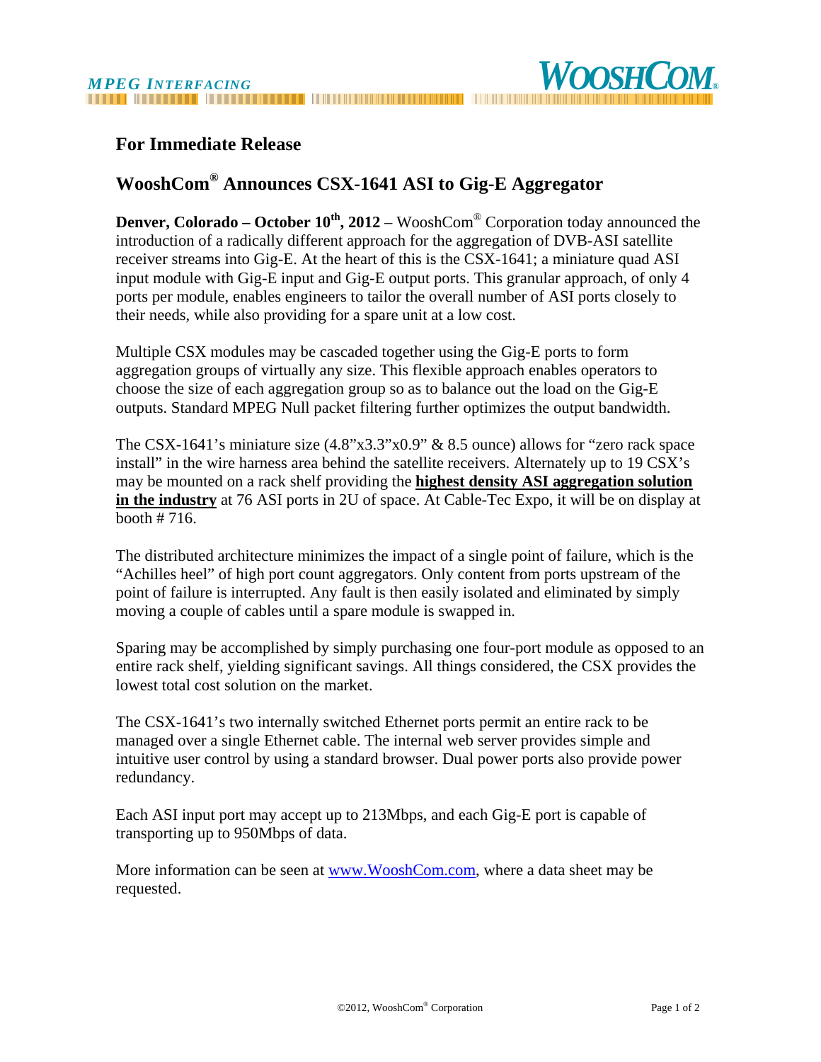**MPEG INTERFACING** **WOOSHCOM®**

# For Immediate Release

## WooshCom® Announces CSX-1641 ASI to Gig-E Aggregator

**Denver, Colorado – October 10th, 2012** – WooshCom® Corporation today announced the introduction of a radically different approach for the aggregation of DVB-ASI satellite receiver streams into Gig-E. At the heart of this is the CSX-1641; a miniature quad ASI input module with Gig-E input and Gig-E output ports. This granular approach, of only 4 ports per module, enables engineers to tailor the overall number of ASI ports closely to their needs, while also providing for a spare unit at a low cost.

Multiple CSX modules may be cascaded together using the Gig-E ports to form aggregation groups of virtually any size. This flexible approach enables operators to choose the size of each aggregation group so as to balance out the load on the Gig-E outputs. Standard MPEG Null packet filtering further optimizes the output bandwidth.

The CSX-1641's miniature size (4.8"x3.3"x0.9" & 8.5 ounce) allows for "zero rack space install" in the wire harness area behind the satellite receivers. Alternately up to 19 CSX's may be mounted on a rack shelf providing the **highest density ASI aggregation solution in the industry** at 76 ASI ports in 2U of space. At Cable-Tec Expo, it will be on display at booth # 716.

The distributed architecture minimizes the impact of a single point of failure, which is the "Achilles heel" of high port count aggregators. Only content from ports upstream of the point of failure is interrupted. Any fault is then easily isolated and eliminated by simply moving a couple of cables until a spare module is swapped in.

Sparing may be accomplished by simply purchasing one four-port module as opposed to an entire rack shelf, yielding significant savings. All things considered, the CSX provides the lowest total cost solution on the market.

The CSX-1641's two internally switched Ethernet ports permit an entire rack to be managed over a single Ethernet cable. The internal web server provides simple and intuitive user control by using a standard browser. Dual power ports also provide power redundancy.

Each ASI input port may accept up to 213Mbps, and each Gig-E port is capable of transporting up to 950Mbps of data.

More information can be seen at [www.WooshCom.com](http://www.WooshCom.com), where a data sheet may be requested.

©2012, WooshCom® Corporation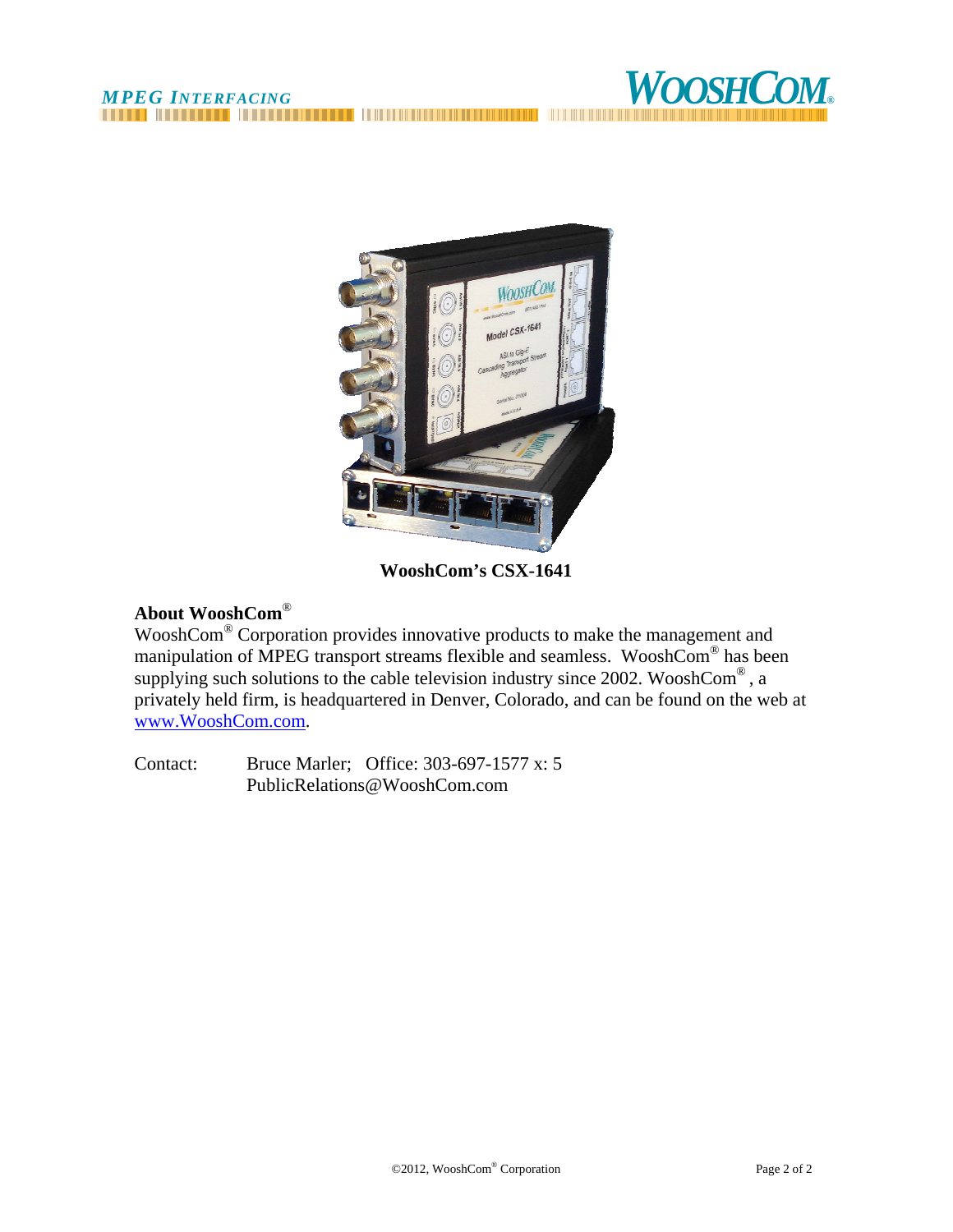WooshCom's CSX-1641

**About WooshCom®**

WooshCom® Corporation provides innovative products to make the management and manipulation of MPEG transport streams flexible and seamless. WooshCom® has been supplying such solutions to the cable television industry since 2002. WooshCom®, a privately held firm, is headquartered in Denver, Colorado, and can be found on the web at www.WooshCom.com.

Contact: Bruce Marler; Office: 303-697-1577 x: 5
PublicRelations@WooshCom.com